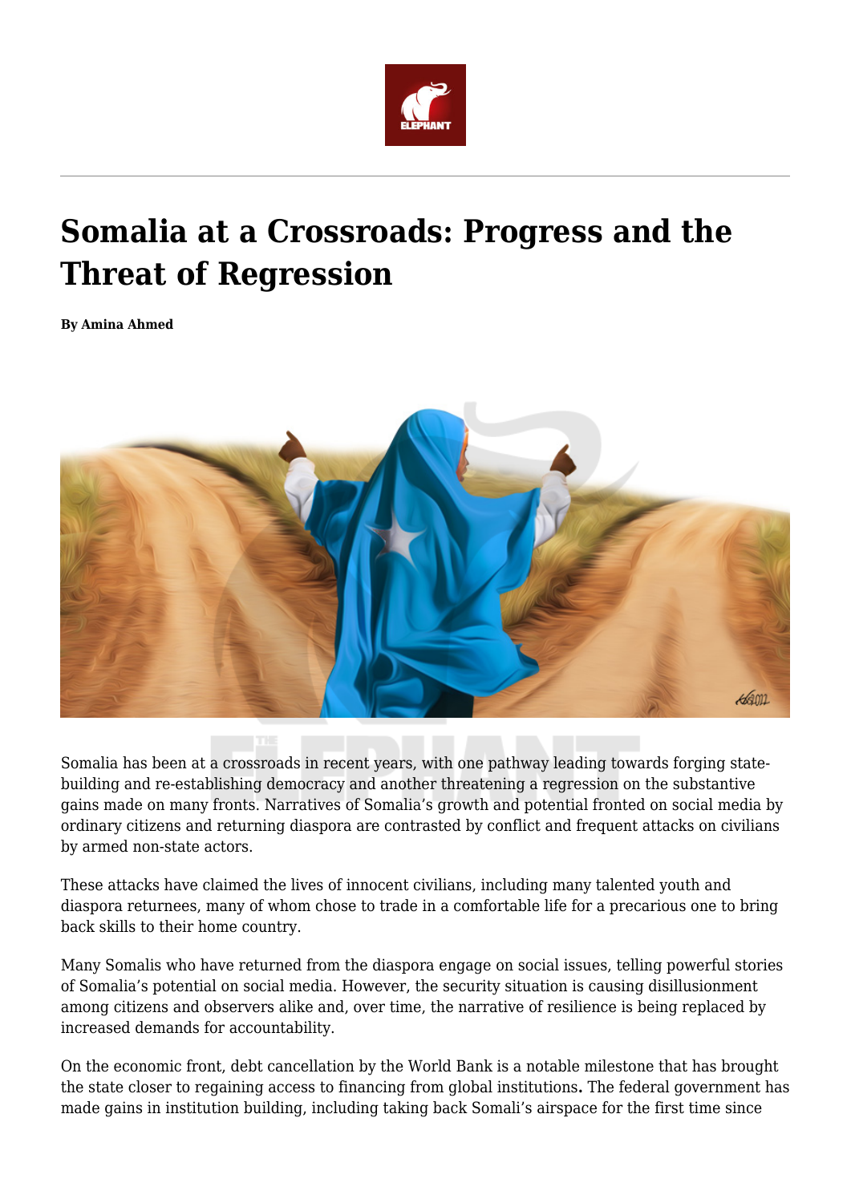# Somalia at a Crossroads: Progress and the Threat of Regression

**By Amina Ahmed**

Somalia has been at a crossroads in recent years, with one pathway leading towards forging state-building and re-establishing democracy and another threatening a regression on the substantive gains made on many fronts. Narratives of Somalia's growth and potential fronted on social media by ordinary citizens and returning diaspora are contrasted by conflict and frequent attacks on civilians by armed non-state actors.

These attacks have claimed the lives of innocent civilians, including many talented youth and diaspora returnees, many of whom chose to trade in a comfortable life for a precarious one to bring back skills to their home country.

Many Somalis who have returned from the diaspora engage on social issues, telling powerful stories of Somalia's potential on social media. However, the security situation is causing disillusionment among citizens and observers alike and, over time, the narrative of resilience is being replaced by increased demands for accountability.

On the economic front, debt cancellation by the World Bank is a notable milestone that has brought the state closer to regaining access to financing from global institutions**.** The federal government has made gains in institution building, including taking back Somali's airspace for the first time since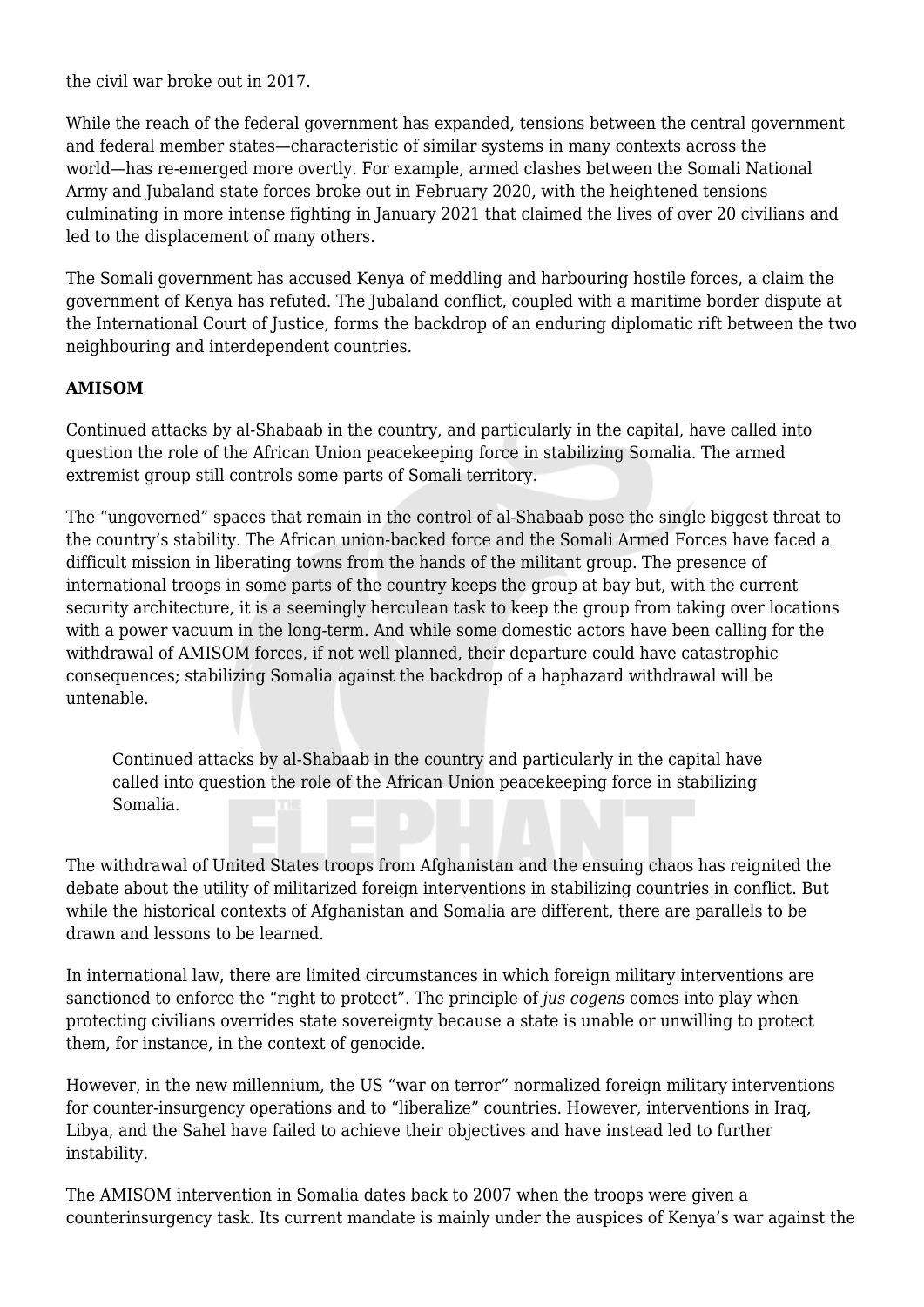the civil war broke out in 2017.

While the reach of the federal government has expanded, tensions between the central government and federal member states—characteristic of similar systems in many contexts across the world—has re-emerged more overtly. For example, armed clashes between the Somali National Army and Jubaland state forces broke out in February 2020, with the heightened tensions culminating in more intense fighting in January 2021 that claimed the lives of over 20 civilians and led to the displacement of many others.

The Somali government has accused Kenya of meddling and harbouring hostile forces, a claim the government of Kenya has refuted. The Jubaland conflict, coupled with a maritime border dispute at the International Court of Justice, forms the backdrop of an enduring diplomatic rift between the two neighbouring and interdependent countries.

**AMISOM**

Continued attacks by al-Shabaab in the country, and particularly in the capital, have called into question the role of the African Union peacekeeping force in stabilizing Somalia. The armed extremist group still controls some parts of Somali territory.

The "ungoverned" spaces that remain in the control of al-Shabaab pose the single biggest threat to the country's stability. The African union-backed force and the Somali Armed Forces have faced a difficult mission in liberating towns from the hands of the militant group. The presence of international troops in some parts of the country keeps the group at bay but, with the current security architecture, it is a seemingly herculean task to keep the group from taking over locations with a power vacuum in the long-term. And while some domestic actors have been calling for the withdrawal of AMISOM forces, if not well planned, their departure could have catastrophic consequences; stabilizing Somalia against the backdrop of a haphazard withdrawal will be untenable.

> Continued attacks by al-Shabaab in the country and particularly in the capital have called into question the role of the African Union peacekeeping force in stabilizing Somalia.

The withdrawal of United States troops from Afghanistan and the ensuing chaos has reignited the debate about the utility of militarized foreign interventions in stabilizing countries in conflict. But while the historical contexts of Afghanistan and Somalia are different, there are parallels to be drawn and lessons to be learned.

In international law, there are limited circumstances in which foreign military interventions are sanctioned to enforce the "right to protect". The principle of *jus cogens* comes into play when protecting civilians overrides state sovereignty because a state is unable or unwilling to protect them, for instance, in the context of genocide.

However, in the new millennium, the US "war on terror" normalized foreign military interventions for counter-insurgency operations and to "liberalize" countries. However, interventions in Iraq, Libya, and the Sahel have failed to achieve their objectives and have instead led to further instability.

The AMISOM intervention in Somalia dates back to 2007 when the troops were given a counterinsurgency task. Its current mandate is mainly under the auspices of Kenya's war against the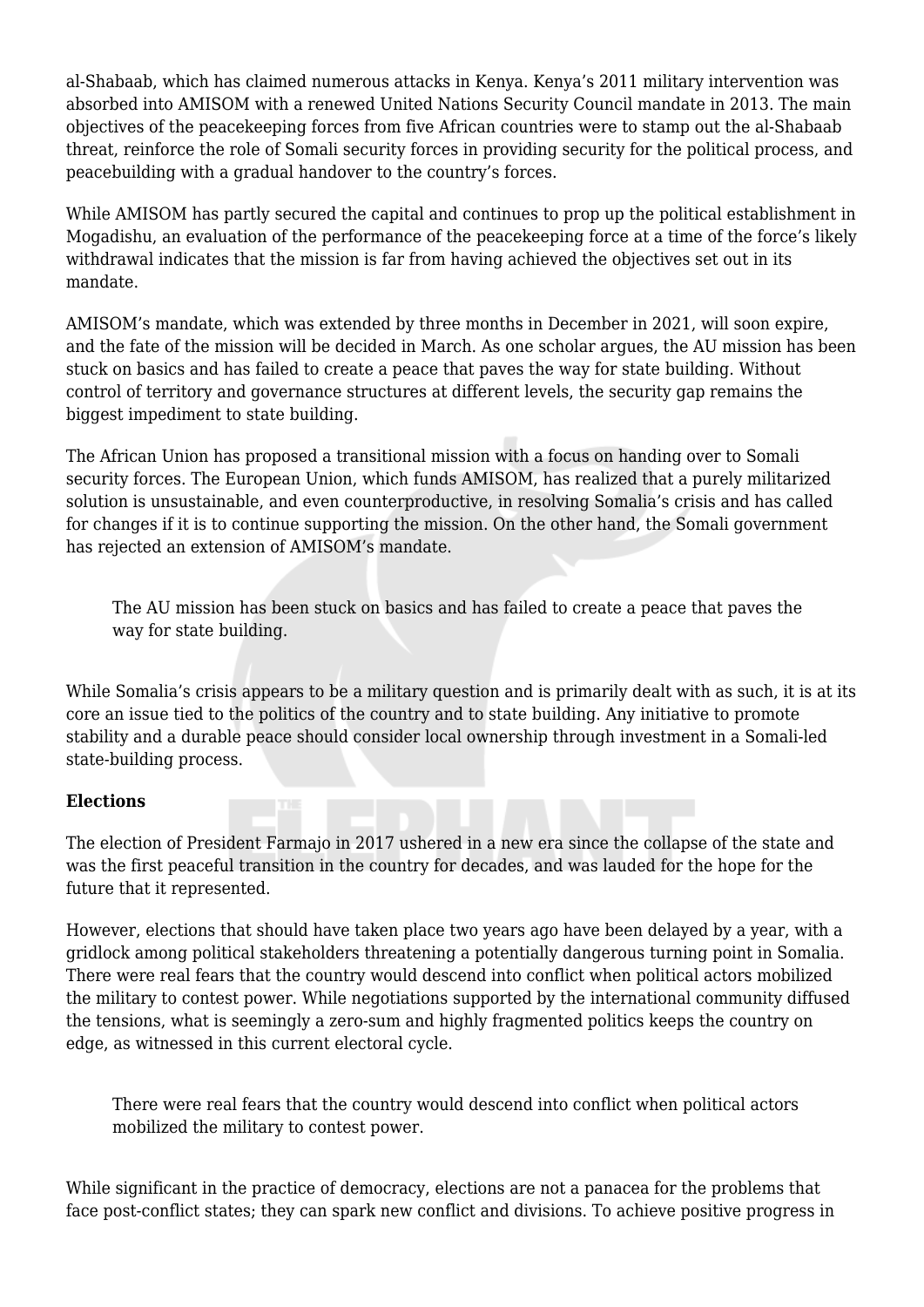al-Shabaab, which has claimed numerous attacks in Kenya. Kenya's 2011 military intervention was absorbed into AMISOM with a renewed United Nations Security Council mandate in 2013. The main objectives of the peacekeeping forces from five African countries were to stamp out the al-Shabaab threat, reinforce the role of Somali security forces in providing security for the political process, and peacebuilding with a gradual handover to the country's forces.

While AMISOM has partly secured the capital and continues to prop up the political establishment in Mogadishu, an evaluation of the performance of the peacekeeping force at a time of the force's likely withdrawal indicates that the mission is far from having achieved the objectives set out in its mandate.

AMISOM's mandate, which was extended by three months in December in 2021, will soon expire, and the fate of the mission will be decided in March. As one scholar argues, the AU mission has been stuck on basics and has failed to create a peace that paves the way for state building. Without control of territory and governance structures at different levels, the security gap remains the biggest impediment to state building.

The African Union has proposed a transitional mission with a focus on handing over to Somali security forces. The European Union, which funds AMISOM, has realized that a purely militarized solution is unsustainable, and even counterproductive, in resolving Somalia's crisis and has called for changes if it is to continue supporting the mission. On the other hand, the Somali government has rejected an extension of AMISOM's mandate.

> The AU mission has been stuck on basics and has failed to create a peace that paves the way for state building.

While Somalia's crisis appears to be a military question and is primarily dealt with as such, it is at its core an issue tied to the politics of the country and to state building. Any initiative to promote stability and a durable peace should consider local ownership through investment in a Somali-led state-building process.

**Elections**

The election of President Farmajo in 2017 ushered in a new era since the collapse of the state and was the first peaceful transition in the country for decades, and was lauded for the hope for the future that it represented.

However, elections that should have taken place two years ago have been delayed by a year, with a gridlock among political stakeholders threatening a potentially dangerous turning point in Somalia. There were real fears that the country would descend into conflict when political actors mobilized the military to contest power. While negotiations supported by the international community diffused the tensions, what is seemingly a zero-sum and highly fragmented politics keeps the country on edge, as witnessed in this current electoral cycle.

> There were real fears that the country would descend into conflict when political actors mobilized the military to contest power.

While significant in the practice of democracy, elections are not a panacea for the problems that face post-conflict states; they can spark new conflict and divisions. To achieve positive progress in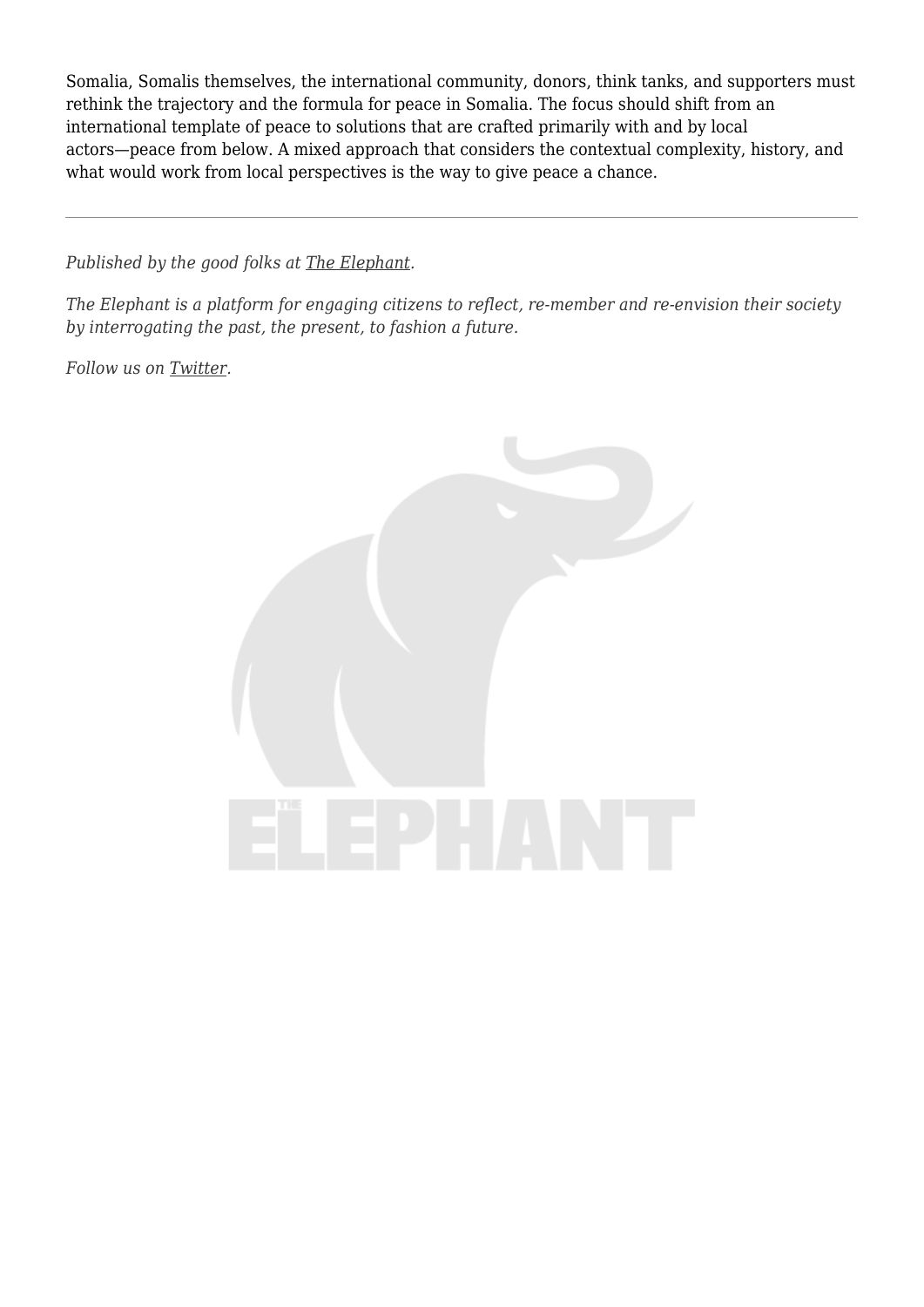Somalia, Somalis themselves, the international community, donors, think tanks, and supporters must rethink the trajectory and the formula for peace in Somalia. The focus should shift from an international template of peace to solutions that are crafted primarily with and by local actors—peace from below. A mixed approach that considers the contextual complexity, history, and what would work from local perspectives is the way to give peace a chance.

---

*Published by the good folks at [The Elephant](The Elephant).*

*The Elephant is a platform for engaging citizens to reflect, re-member and re-envision their society by interrogating the past, the present, to fashion a future.*

*Follow us on [Twitter](Twitter).*